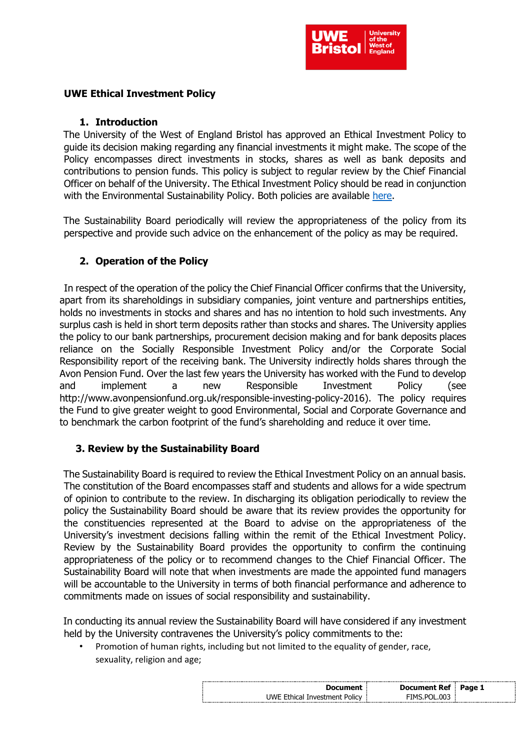# UWE Ethical Investment Policy

## 1. Introduction

The University of the West of England Bristol has approved an Ethical Investment Policy to guide its decision making regarding any financial investments it might make. The scope of the Policy encompasses direct investments in stocks, shares as well as bank deposits and contributions to pension funds. This policy is subject to regular review by the Chief Financial Officer on behalf of the University. The Ethical Investment Policy should be read in conjunction with the Environmental Sustainability Policy. Both policies are available here.

The Sustainability Board periodically will review the appropriateness of the policy from its perspective and provide such advice on the enhancement of the policy as may be required.

## 2. Operation of the Policy

In respect of the operation of the policy the Chief Financial Officer confirms that the University, apart from its shareholdings in subsidiary companies, joint venture and partnerships entities, holds no investments in stocks and shares and has no intention to hold such investments. Any surplus cash is held in short term deposits rather than stocks and shares. The University applies the policy to our bank partnerships, procurement decision making and for bank deposits places reliance on the Socially Responsible Investment Policy and/or the Corporate Social Responsibility report of the receiving bank. The University indirectly holds shares through the Avon Pension Fund. Over the last few years the University has worked with the Fund to develop and implement a new Responsible Investment Policy (see http://www.avonpensionfund.org.uk/responsible-investing-policy-2016). The policy requires the Fund to give greater weight to good Environmental, Social and Corporate Governance and to benchmark the carbon footprint of the fund's shareholding and reduce it over time.

## 3. Review by the Sustainability Board

The Sustainability Board is required to review the Ethical Investment Policy on an annual basis. The constitution of the Board encompasses staff and students and allows for a wide spectrum of opinion to contribute to the review. In discharging its obligation periodically to review the policy the Sustainability Board should be aware that its review provides the opportunity for the constituencies represented at the Board to advise on the appropriateness of the University's investment decisions falling within the remit of the Ethical Investment Policy. Review by the Sustainability Board provides the opportunity to confirm the continuing appropriateness of the policy or to recommend changes to the Chief Financial Officer. The Sustainability Board will note that when investments are made the appointed fund managers will be accountable to the University in terms of both financial performance and adherence to commitments made on issues of social responsibility and sustainability.

In conducting its annual review the Sustainability Board will have considered if any investment held by the University contravenes the University's policy commitments to the:

- Promotion of human rights, including but not limited to the equality of gender, race, sexuality, religion and age;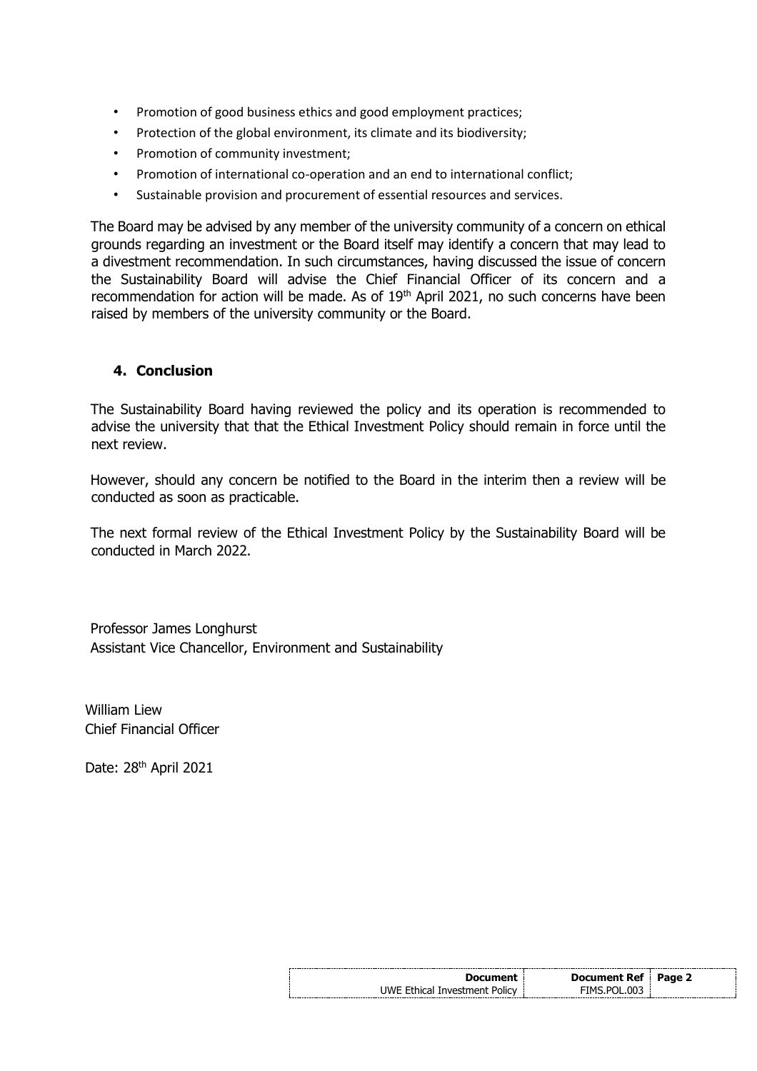- Promotion of good business ethics and good employment practices;
- Protection of the global environment, its climate and its biodiversity;
- Promotion of community investment;
- Promotion of international co-operation and an end to international conflict;
- Sustainable provision and procurement of essential resources and services.

The Board may be advised by any member of the university community of a concern on ethical grounds regarding an investment or the Board itself may identify a concern that may lead to a divestment recommendation. In such circumstances, having discussed the issue of concern the Sustainability Board will advise the Chief Financial Officer of its concern and a recommendation for action will be made. As of 19th April 2021, no such concerns have been raised by members of the university community or the Board.

## 4. Conclusion

The Sustainability Board having reviewed the policy and its operation is recommended to advise the university that that the Ethical Investment Policy should remain in force until the next review.

However, should any concern be notified to the Board in the interim then a review will be conducted as soon as practicable.

The next formal review of the Ethical Investment Policy by the Sustainability Board will be conducted in March 2022.

Professor James Longhurst
Assistant Vice Chancellor, Environment and Sustainability

William Liew
Chief Financial Officer

Date: 28th April 2021

| Document | Document Ref | Page 2 |
| --- | --- | --- |
| UWE Ethical Investment Policy | FIMS.POL.003 | |